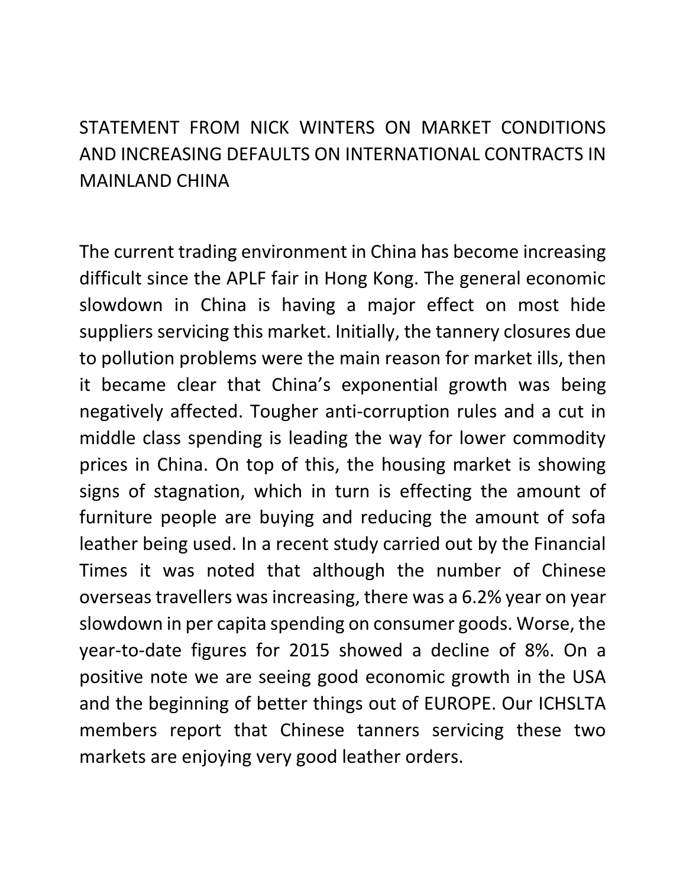# STATEMENT FROM NICK WINTERS ON MARKET CONDITIONS AND INCREASING DEFAULTS ON INTERNATIONAL CONTRACTS IN MAINLAND CHINA

The current trading environment in China has become increasing difficult since the APLF fair in Hong Kong. The general economic slowdown in China is having a major effect on most hide suppliers servicing this market. Initially, the tannery closures due to pollution problems were the main reason for market ills, then it became clear that China's exponential growth was being negatively affected. Tougher anti-corruption rules and a cut in middle class spending is leading the way for lower commodity prices in China. On top of this, the housing market is showing signs of stagnation, which in turn is effecting the amount of furniture people are buying and reducing the amount of sofa leather being used. In a recent study carried out by the Financial Times it was noted that although the number of Chinese overseas travellers was increasing, there was a 6.2% year on year slowdown in per capita spending on consumer goods. Worse, the year-to-date figures for 2015 showed a decline of 8%. On a positive note we are seeing good economic growth in the USA and the beginning of better things out of EUROPE. Our ICHSLTA members report that Chinese tanners servicing these two markets are enjoying very good leather orders.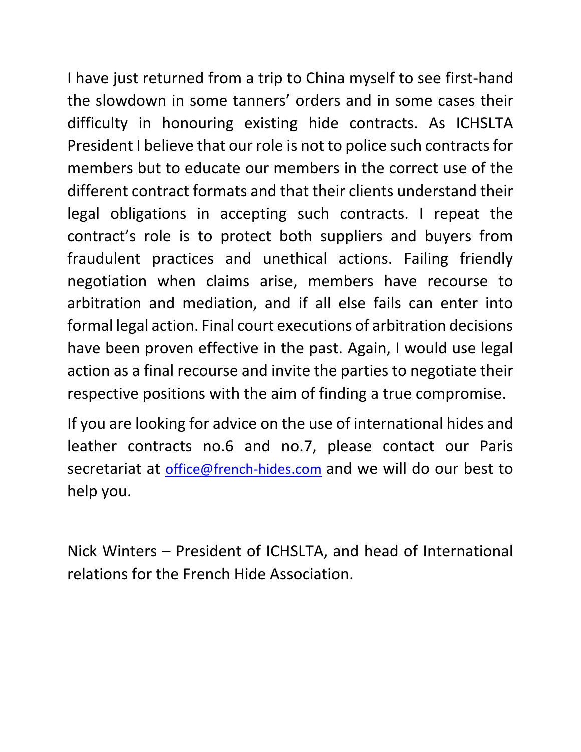I have just returned from a trip to China myself to see first-hand the slowdown in some tanners' orders and in some cases their difficulty in honouring existing hide contracts. As ICHSLTA President I believe that our role is not to police such contracts for members but to educate our members in the correct use of the different contract formats and that their clients understand their legal obligations in accepting such contracts. I repeat the contract's role is to protect both suppliers and buyers from fraudulent practices and unethical actions. Failing friendly negotiation when claims arise, members have recourse to arbitration and mediation, and if all else fails can enter into formal legal action. Final court executions of arbitration decisions have been proven effective in the past. Again, I would use legal action as a final recourse and invite the parties to negotiate their respective positions with the aim of finding a true compromise.

If you are looking for advice on the use of international hides and leather contracts no.6 and no.7, please contact our Paris secretariat at office@french-hides.com and we will do our best to help you.

Nick Winters – President of ICHSLTA, and head of International relations for the French Hide Association.